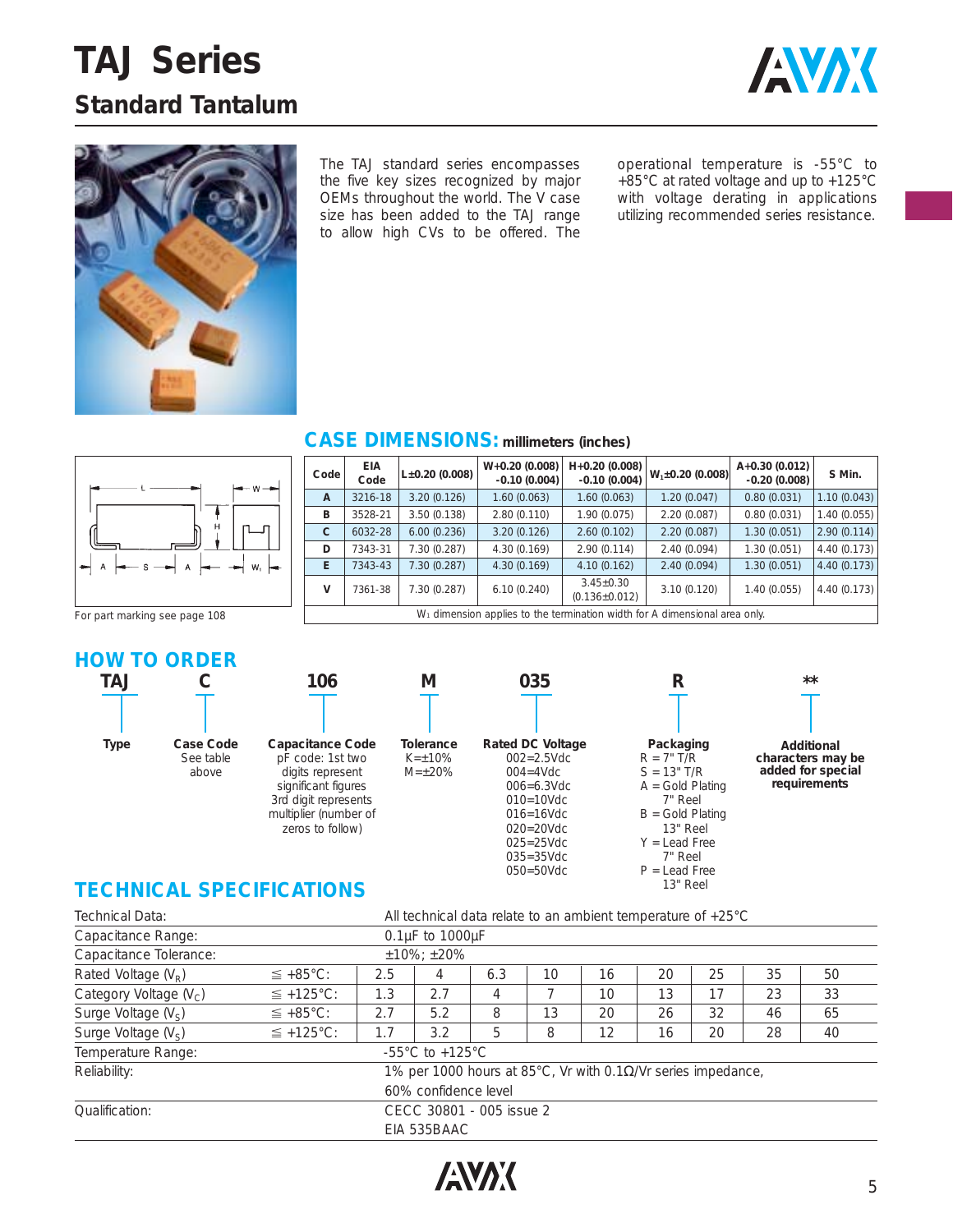# TAJ Series

## Standard Tantalum

The TAJ standard series encompasses the five key sizes recognized by major OEMs throughout the world. The V case size has been added to the TAJ range to allow high CVs to be offered. The operational temperature is -55°C to +85°C at rated voltage and up to +125°C with voltage derating in applications utilizing recommended series resistance.

For part marking see page 108

## CASE DIMENSIONS: millimeters (inches)

| Code | EIA Code | L±0.20 (0.008) | W+0.20 (0.008) -0.10 (0.004) | H+0.20 (0.008) -0.10 (0.004) | $W_1$±0.20 (0.008) | A+0.30 (0.012) -0.20 (0.008) | S Min. |
|---|---|---|---|---|---|---|---|
| A | 3216-18 | 3.20 (0.126) | 1.60 (0.063) | 1.60 (0.063) | 1.20 (0.047) | 0.80 (0.031) | 1.10 (0.043) |
| B | 3528-21 | 3.50 (0.138) | 2.80 (0.110) | 1.90 (0.075) | 2.20 (0.087) | 0.80 (0.031) | 1.40 (0.055) |
| C | 6032-28 | 6.00 (0.236) | 3.20 (0.126) | 2.60 (0.102) | 2.20 (0.087) | 1.30 (0.051) | 2.90 (0.114) |
| D | 7343-31 | 7.30 (0.287) | 4.30 (0.169) | 2.90 (0.114) | 2.40 (0.094) | 1.30 (0.051) | 4.40 (0.173) |
| E | 7343-43 | 7.30 (0.287) | 4.30 (0.169) | 4.10 (0.162) | 2.40 (0.094) | 1.30 (0.051) | 4.40 (0.173) |
| V | 7361-38 | 7.30 (0.287) | 6.10 (0.240) | 3.45±0.30 (0.136±0.012) | 3.10 (0.120) | 1.40 (0.055) | 4.40 (0.173) |

$W_1$ dimension applies to the termination width for A dimensional area only.

## HOW TO ORDER

| TAJ | C | 106 | M | 035 | R | ** |
|---|---|---|---|---|---|---|
| **Type** | **Case Code** See table above | **Capacitance Code** pF code: 1st two digits represent significant figures 3rd digit represents multiplier (number of zeros to follow) | **Tolerance** K=±10% M=±20% | **Rated DC Voltage** 002=2.5Vdc 004=4Vdc 006=6.3Vdc 010=10Vdc 016=16Vdc 020=20Vdc 025=25Vdc 035=35Vdc 050=50Vdc | **Packaging** R = 7" T/R S = 13" T/R A = Gold Plating 7" Reel B = Gold Plating 13" Reel Y = Lead Free 7" Reel P = Lead Free 13" Reel | **Additional characters may be added for special requirements** |

## TECHNICAL SPECIFICATIONS

| Technical Data: | | All technical data relate to an ambient temperature of +25°C | | | | | | | | |
|---|---|---|---|---|---|---|---|---|---|---|
| Capacitance Range: | | 0.1µF to 1000µF | | | | | | | | |
| Capacitance Tolerance: | | ±10%; ±20% | | | | | | | | |
| Rated Voltage ($V_R$) | ≦ +85°C: | 2.5 | 4 | 6.3 | 10 | 16 | 20 | 25 | 35 | 50 |
| Category Voltage ($V_C$) | ≦ +125°C: | 1.3 | 2.7 | 4 | 7 | 10 | 13 | 17 | 23 | 33 |
| Surge Voltage ($V_S$) | ≦ +85°C: | 2.7 | 5.2 | 8 | 13 | 20 | 26 | 32 | 46 | 65 |
| Surge Voltage ($V_S$) | ≦ +125°C: | 1.7 | 3.2 | 5 | 8 | 12 | 16 | 20 | 28 | 40 |
| Temperature Range: | | -55°C to +125°C | | | | | | | | |
| Reliability: | | 1% per 1000 hours at 85°C, Vr with 0.1Ω/Vr series impedance, 60% confidence level | | | | | | | | |
| Qualification: | | CECC 30801 - 005 issue 2 EIA 535BAAC | | | | | | | | |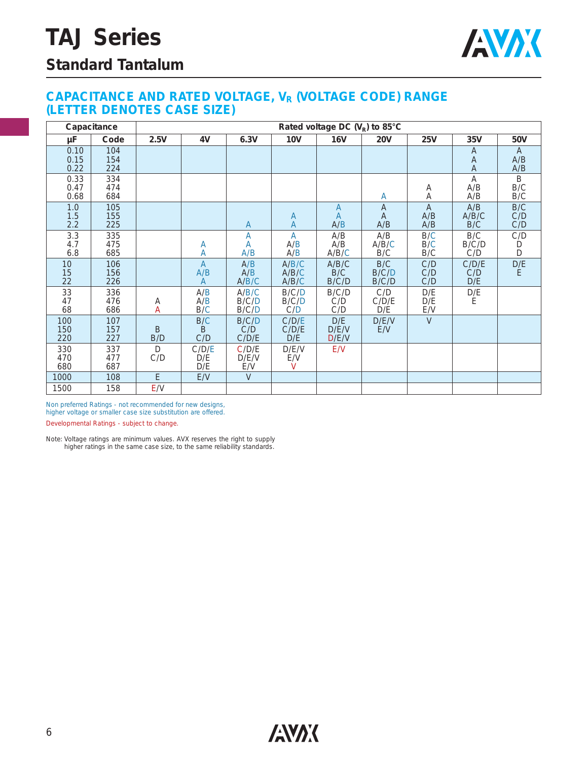# TAJ Series

## Standard Tantalum

### CAPACITANCE AND RATED VOLTAGE, $V_R$ (VOLTAGE CODE) RANGE (LETTER DENOTES CASE SIZE)

| Capacitance | | Rated voltage DC ($V_R$) to 85°C | | | | | | | | |
|---|---|---|---|---|---|---|---|---|---|---|
| μF | Code | 2.5V | 4V | 6.3V | 10V | 16V | 20V | 25V | 35V | 50V |
| 0.10 | 104 | | | | | | | | A | A |
| 0.15 | 154 | | | | | | | | A | A/B |
| 0.22 | 224 | | | | | | | | A | A/B |
| 0.33 | 334 | | | | | | | | A | B |
| 0.47 | 474 | | | | | | | A | A/B | B/C |
| 0.68 | 684 | | | | | | A | A | A/B | B/C |
| 1.0 | 105 | | | | | A | A | A | A/B | B/C |
| 1.5 | 155 | | | | A | A | A | A/B | A/B/C | C/D |
| 2.2 | 225 | | | A | A | A/B | A/B | A/B | B/C | C/D |
| 3.3 | 335 | | | A | A | A/B | A/B | B/C | B/C | C/D |
| 4.7 | 475 | | A | A | A/B | A/B | A/B/C | B/C | B/C/D | D |
| 6.8 | 685 | | A | A/B | A/B | A/B/C | B/C | B/C | C/D | D |
| 10 | 106 | | A | A/B | A/B/C | A/B/C | B/C | C/D | C/D/E | D/E |
| 15 | 156 | | A/B | A/B | A/B/C | B/C | B/C/D | C/D | C/D | E |
| 22 | 226 | | A | A/B/C | A/B/C | B/C/D | B/C/D | C/D | D/E | |
| 33 | 336 | | A/B | A/B/C | B/C/D | B/C/D | C/D | D/E | D/E | |
| 47 | 476 | A | A/B | B/C/D | B/C/D | C/D | C/D/E | D/E | E | |
| 68 | 686 | A | B/C | B/C/D | C/D | C/D | D/E | E/V | | |
| 100 | 107 | | B/C | B/C/D | C/D/E | D/E | D/E/V | V | | |
| 150 | 157 | B | B | C/D | C/D/E | D/E/V | E/V | | | |
| 220 | 227 | B/D | C/D | C/D/E | D/E | D/E/V | | | | |
| 330 | 337 | D | C/D/E | C/D/E | D/E/V | E/V | | | | |
| 470 | 477 | C/D | D/E | D/E/V | E/V | | | | | |
| 680 | 687 | | D/E | E/V | V | | | | | |
| 1000 | 108 | E | E/V | V | | | | | | |
| 1500 | 158 | E/V | | | | | | | | |

Non preferred Ratings - not recommended for new designs, higher voltage or smaller case size substitution are offered.

Developmental Ratings - subject to change.

Note: Voltage ratings are minimum values. AVX reserves the right to supply higher ratings in the same case size, to the same reliability standards.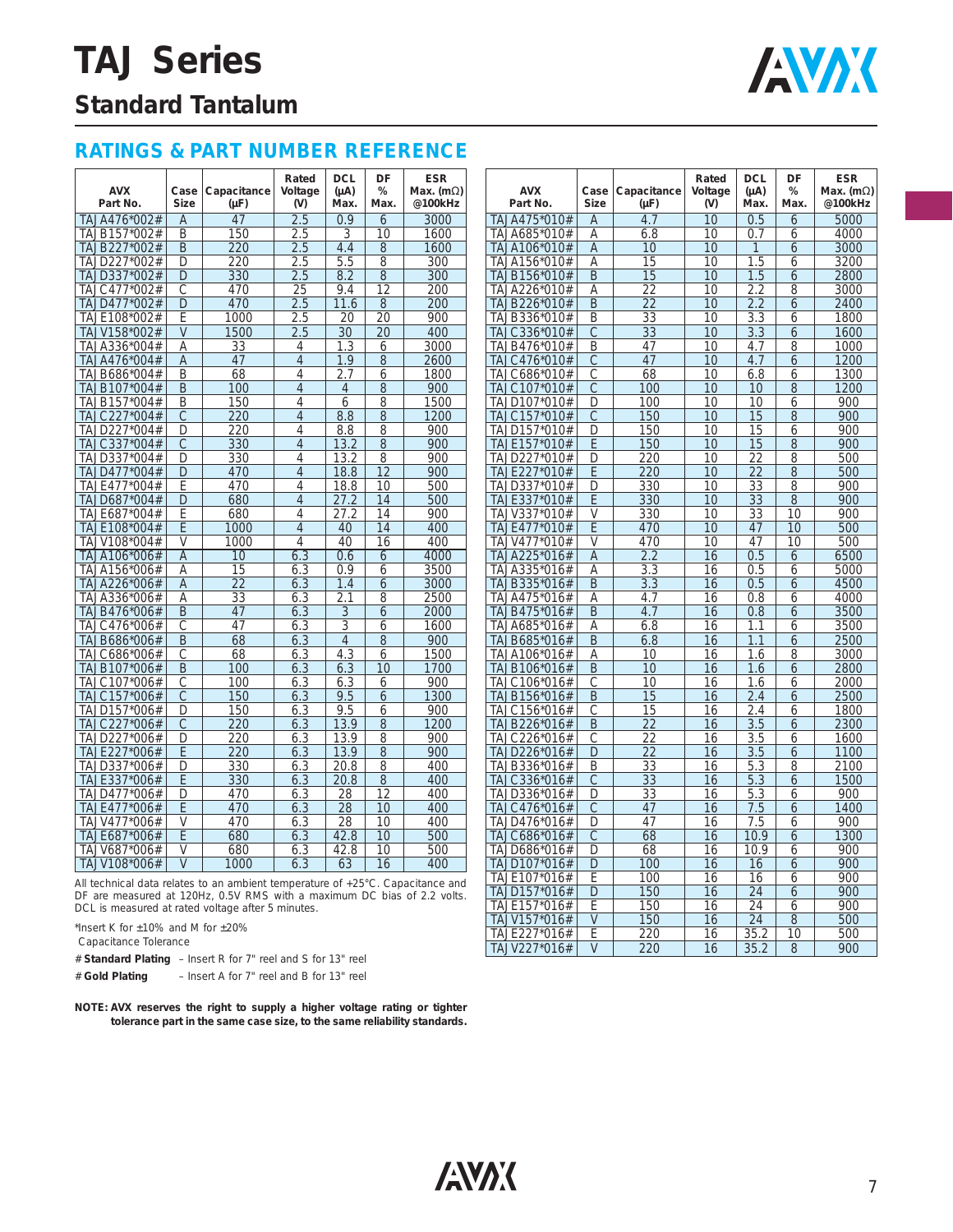# TAJ Series

## Standard Tantalum

## RATINGS & PART NUMBER REFERENCE

| AVX Part No. | Case Size | Capacitance (µF) | Rated Voltage (V) | DCL (µA) Max. | DF % Max. | ESR Max. (mΩ) @100kHz |
|---|---|---|---|---|---|---|
| TAJA476*002# | A | 47 | 2.5 | 0.9 | 6 | 3000 |
| TAJB157*002# | B | 150 | 2.5 | 3 | 10 | 1600 |
| TAJB227*002# | B | 220 | 2.5 | 4.4 | 8 | 1600 |
| TAJD227*002# | D | 220 | 2.5 | 5.5 | 8 | 300 |
| TAJD337*002# | D | 330 | 2.5 | 8.2 | 8 | 300 |
| TAJC477*002# | C | 470 | 25 | 9.4 | 12 | 200 |
| TAJD477*002# | D | 470 | 2.5 | 11.6 | 8 | 200 |
| TAJE108*002# | E | 1000 | 2.5 | 20 | 20 | 900 |
| TAJV158*002# | V | 1500 | 2.5 | 30 | 20 | 400 |
| TAJA336*004# | A | 33 | 4 | 1.3 | 6 | 3000 |
| TAJA476*004# | A | 47 | 4 | 1.9 | 8 | 2600 |
| TAJB686*004# | B | 68 | 4 | 2.7 | 6 | 1800 |
| TAJB107*004# | B | 100 | 4 | 4 | 8 | 900 |
| TAJB157*004# | B | 150 | 4 | 6 | 8 | 1500 |
| TAJC227*004# | C | 220 | 4 | 8.8 | 8 | 1200 |
| TAJD227*004# | D | 220 | 4 | 8.8 | 8 | 900 |
| TAJC337*004# | C | 330 | 4 | 13.2 | 8 | 900 |
| TAJD337*004# | D | 330 | 4 | 13.2 | 8 | 900 |
| TAJD477*004# | D | 470 | 4 | 18.8 | 12 | 900 |
| TAJE477*004# | E | 470 | 4 | 18.8 | 10 | 500 |
| TAJD687*004# | D | 680 | 4 | 27.2 | 14 | 500 |
| TAJE687*004# | E | 680 | 4 | 27.2 | 14 | 900 |
| TAJE108*004# | E | 1000 | 4 | 40 | 14 | 400 |
| TAJV108*004# | V | 1000 | 4 | 40 | 16 | 400 |
| TAJA106*006# | A | 10 | 6.3 | 0.6 | 6 | 4000 |
| TAJA156*006# | A | 15 | 6.3 | 0.9 | 6 | 3500 |
| TAJA226*006# | A | 22 | 6.3 | 1.4 | 6 | 3000 |
| TAJA336*006# | A | 33 | 6.3 | 2.1 | 8 | 2500 |
| TAJB476*006# | B | 47 | 6.3 | 3 | 6 | 2000 |
| TAJC476*006# | C | 47 | 6.3 | 3 | 6 | 1600 |
| TAJB686*006# | B | 68 | 6.3 | 4 | 8 | 900 |
| TAJC686*006# | C | 68 | 6.3 | 4.3 | 6 | 1500 |
| TAJB107*006# | B | 100 | 6.3 | 6.3 | 10 | 1700 |
| TAJC107*006# | C | 100 | 6.3 | 6.3 | 6 | 900 |
| TAJC157*006# | C | 150 | 6.3 | 9.5 | 6 | 1300 |
| TAJD157*006# | D | 150 | 6.3 | 9.5 | 6 | 900 |
| TAJC227*006# | C | 220 | 6.3 | 13.9 | 8 | 1200 |
| TAJD227*006# | D | 220 | 6.3 | 13.9 | 8 | 900 |
| TAJE227*006# | E | 220 | 6.3 | 13.9 | 8 | 900 |
| TAJD337*006# | D | 330 | 6.3 | 20.8 | 8 | 400 |
| TAJE337*006# | E | 330 | 6.3 | 20.8 | 8 | 400 |
| TAJD477*006# | D | 470 | 6.3 | 28 | 12 | 400 |
| TAJE477*006# | E | 470 | 6.3 | 28 | 10 | 400 |
| TAJV477*006# | V | 470 | 6.3 | 28 | 10 | 400 |
| TAJE687*006# | E | 680 | 6.3 | 42.8 | 10 | 500 |
| TAJV687*006# | V | 680 | 6.3 | 42.8 | 10 | 500 |
| TAJV108*006# | V | 1000 | 6.3 | 63 | 16 | 400 |

All technical data relates to an ambient temperature of +25°C. Capacitance and DF are measured at 120Hz, 0.5V RMS with a maximum DC bias of 2.2 volts. DCL is measured at rated voltage after 5 minutes.

*Insert K for ±10% and M for ±20%
Capacitance Tolerance

# **Standard Plating** – Insert R for 7" reel and S for 13" reel

# **Gold Plating** – Insert A for 7" reel and B for 13" reel

**NOTE: AVX reserves the right to supply a higher voltage rating or tighter tolerance part in the same case size, to the same reliability standards.**

| AVX Part No. | Case Size | Capacitance (µF) | Rated Voltage (V) | DCL (µA) Max. | DF % Max. | ESR Max. (mΩ) @100kHz |
|---|---|---|---|---|---|---|
| TAJA475*010# | A | 4.7 | 10 | 0.5 | 6 | 5000 |
| TAJA685*010# | A | 6.8 | 10 | 0.7 | 6 | 4000 |
| TAJA106*010# | A | 10 | 10 | 1 | 6 | 3000 |
| TAJA156*010# | A | 15 | 10 | 1.5 | 6 | 3200 |
| TAJB156*010# | B | 15 | 10 | 1.5 | 6 | 2800 |
| TAJA226*010# | A | 22 | 10 | 2.2 | 8 | 3000 |
| TAJB226*010# | B | 22 | 10 | 2.2 | 6 | 2400 |
| TAJB336*010# | B | 33 | 10 | 3.3 | 6 | 1800 |
| TAJC336*010# | C | 33 | 10 | 3.3 | 6 | 1600 |
| TAJB476*010# | B | 47 | 10 | 4.7 | 8 | 1000 |
| TAJC476*010# | C | 47 | 10 | 4.7 | 6 | 1200 |
| TAJC686*010# | C | 68 | 10 | 6.8 | 6 | 1300 |
| TAJC107*010# | C | 100 | 10 | 10 | 8 | 1200 |
| TAJD107*010# | D | 100 | 10 | 10 | 6 | 900 |
| TAJC157*010# | C | 150 | 10 | 15 | 8 | 900 |
| TAJD157*010# | D | 150 | 10 | 15 | 6 | 900 |
| TAJE157*010# | E | 150 | 10 | 15 | 8 | 900 |
| TAJD227*010# | D | 220 | 10 | 22 | 8 | 500 |
| TAJE227*010# | E | 220 | 10 | 22 | 8 | 500 |
| TAJD337*010# | D | 330 | 10 | 33 | 8 | 900 |
| TAJE337*010# | E | 330 | 10 | 33 | 8 | 900 |
| TAJV337*010# | V | 330 | 10 | 33 | 10 | 900 |
| TAJE477*010# | E | 470 | 10 | 47 | 10 | 500 |
| TAJV477*010# | V | 470 | 10 | 47 | 10 | 500 |
| TAJA225*016# | A | 2.2 | 16 | 0.5 | 6 | 6500 |
| TAJA335*016# | A | 3.3 | 16 | 0.5 | 6 | 5000 |
| TAJB335*016# | B | 3.3 | 16 | 0.5 | 6 | 4500 |
| TAJA475*016# | A | 4.7 | 16 | 0.8 | 6 | 4000 |
| TAJB475*016# | B | 4.7 | 16 | 0.8 | 6 | 3500 |
| TAJA685*016# | A | 6.8 | 16 | 1.1 | 6 | 3500 |
| TAJB685*016# | B | 6.8 | 16 | 1.1 | 6 | 2500 |
| TAJA106*016# | A | 10 | 16 | 1.6 | 8 | 3000 |
| TAJB106*016# | B | 10 | 16 | 1.6 | 6 | 2800 |
| TAJC106*016# | C | 10 | 16 | 1.6 | 6 | 2000 |
| TAJB156*016# | B | 15 | 16 | 2.4 | 6 | 2500 |
| TAJC156*016# | C | 15 | 16 | 2.4 | 6 | 1800 |
| TAJB226*016# | B | 22 | 16 | 3.5 | 6 | 2300 |
| TAJC226*016# | C | 22 | 16 | 3.5 | 6 | 1600 |
| TAJD226*016# | D | 22 | 16 | 3.5 | 6 | 1100 |
| TAJB336*016# | B | 33 | 16 | 5.3 | 8 | 2100 |
| TAJC336*016# | C | 33 | 16 | 5.3 | 6 | 1500 |
| TAJD336*016# | D | 33 | 16 | 5.3 | 6 | 900 |
| TAJC476*016# | C | 47 | 16 | 7.5 | 6 | 1400 |
| TAJD476*016# | D | 47 | 16 | 7.5 | 6 | 900 |
| TAJC686*016# | C | 68 | 16 | 10.9 | 6 | 1300 |
| TAJD686*016# | D | 68 | 16 | 10.9 | 6 | 900 |
| TAJD107*016# | D | 100 | 16 | 16 | 6 | 900 |
| TAJE107*016# | E | 100 | 16 | 16 | 6 | 900 |
| TAJD157*016# | D | 150 | 16 | 24 | 6 | 900 |
| TAJE157*016# | E | 150 | 16 | 24 | 6 | 900 |
| TAJV157*016# | V | 150 | 16 | 24 | 8 | 500 |
| TAJE227*016# | E | 220 | 16 | 35.2 | 10 | 500 |
| TAJV227*016# | V | 220 | 16 | 35.2 | 8 | 900 |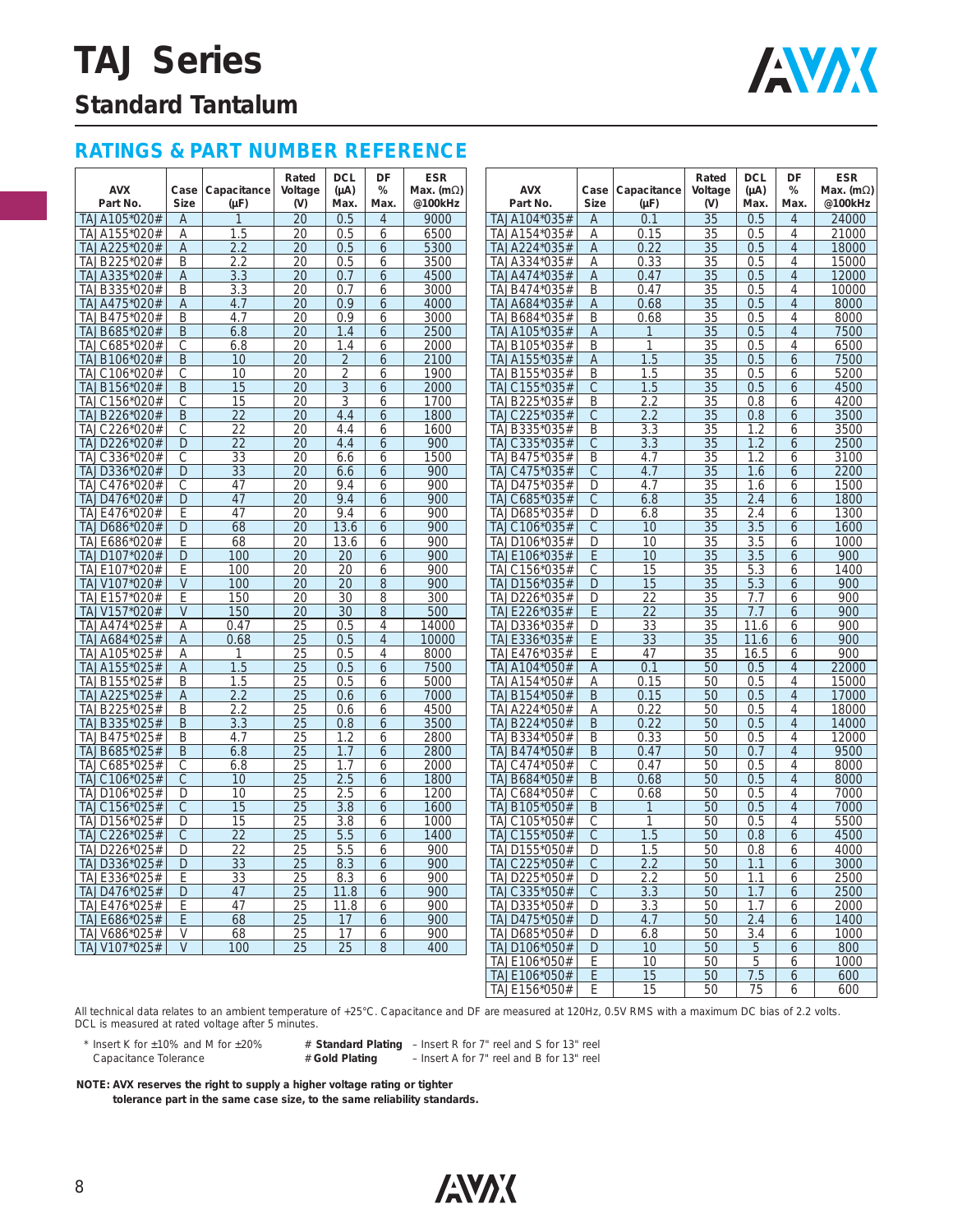# TAJ Series

## Standard Tantalum

### RATINGS & PART NUMBER REFERENCE

| AVX Part No. | Case Size | Capacitance (μF) | Rated Voltage (V) | DCL (μA) Max. | DF % Max. | ESR Max. (mΩ) @100kHz |
|---|---|---|---|---|---|---|
| TAJA105*020# | A | 1 | 20 | 0.5 | 4 | 9000 |
| TAJA155*020# | A | 1.5 | 20 | 0.5 | 6 | 6500 |
| TAJA225*020# | A | 2.2 | 20 | 0.5 | 6 | 5300 |
| TAJB225*020# | B | 2.2 | 20 | 0.5 | 6 | 3500 |
| TAJA335*020# | A | 3.3 | 20 | 0.7 | 6 | 4500 |
| TAJB335*020# | B | 3.3 | 20 | 0.7 | 6 | 3000 |
| TAJA475*020# | A | 4.7 | 20 | 0.9 | 6 | 4000 |
| TAJB475*020# | B | 4.7 | 20 | 0.9 | 6 | 3000 |
| TAJB685*020# | B | 6.8 | 20 | 1.4 | 6 | 2500 |
| TAJC685*020# | C | 6.8 | 20 | 1.4 | 6 | 2000 |
| TAJB106*020# | B | 10 | 20 | 2 | 6 | 2100 |
| TAJC106*020# | C | 10 | 20 | 2 | 6 | 1900 |
| TAJB156*020# | B | 15 | 20 | 3 | 6 | 2000 |
| TAJC156*020# | C | 15 | 20 | 3 | 6 | 1700 |
| TAJB226*020# | B | 22 | 20 | 4.4 | 6 | 1800 |
| TAJC226*020# | C | 22 | 20 | 4.4 | 6 | 1600 |
| TAJD226*020# | D | 22 | 20 | 4.4 | 6 | 900 |
| TAJC336*020# | C | 33 | 20 | 6.6 | 6 | 1500 |
| TAJD336*020# | D | 33 | 20 | 6.6 | 6 | 900 |
| TAJC476*020# | C | 47 | 20 | 9.4 | 6 | 900 |
| TAJD476*020# | D | 47 | 20 | 9.4 | 6 | 900 |
| TAJE476*020# | E | 47 | 20 | 9.4 | 6 | 900 |
| TAJD686*020# | D | 68 | 20 | 13.6 | 6 | 900 |
| TAJE686*020# | E | 68 | 20 | 13.6 | 6 | 900 |
| TAJD107*020# | D | 100 | 20 | 20 | 6 | 900 |
| TAJE107*020# | E | 100 | 20 | 20 | 6 | 900 |
| TAJV107*020# | V | 100 | 20 | 20 | 8 | 900 |
| TAJE157*020# | E | 150 | 20 | 30 | 8 | 300 |
| TAJV157*020# | V | 150 | 20 | 30 | 8 | 500 |
| TAJA474*025# | A | 0.47 | 25 | 0.5 | 4 | 14000 |
| TAJA684*025# | A | 0.68 | 25 | 0.5 | 4 | 10000 |
| TAJA105*025# | A | 1 | 25 | 0.5 | 4 | 8000 |
| TAJA155*025# | A | 1.5 | 25 | 0.5 | 6 | 7500 |
| TAJB155*025# | B | 1.5 | 25 | 0.5 | 6 | 5000 |
| TAJA225*025# | A | 2.2 | 25 | 0.6 | 6 | 7000 |
| TAJB225*025# | B | 2.2 | 25 | 0.6 | 6 | 4500 |
| TAJB335*025# | B | 3.3 | 25 | 0.8 | 6 | 3500 |
| TAJB475*025# | B | 4.7 | 25 | 1.2 | 6 | 2800 |
| TAJB685*025# | B | 6.8 | 25 | 1.7 | 6 | 2800 |
| TAJC685*025# | C | 6.8 | 25 | 1.7 | 6 | 2000 |
| TAJC106*025# | C | 10 | 25 | 2.5 | 6 | 1800 |
| TAJD106*025# | D | 10 | 25 | 2.5 | 6 | 1200 |
| TAJC156*025# | C | 15 | 25 | 3.8 | 6 | 1600 |
| TAJD156*025# | D | 15 | 25 | 3.8 | 6 | 1000 |
| TAJC226*025# | C | 22 | 25 | 5.5 | 6 | 1400 |
| TAJD226*025# | D | 22 | 25 | 5.5 | 6 | 900 |
| TAJD336*025# | D | 33 | 25 | 8.3 | 6 | 900 |
| TAJE336*025# | E | 33 | 25 | 8.3 | 6 | 900 |
| TAJD476*025# | D | 47 | 25 | 11.8 | 6 | 900 |
| TAJE476*025# | E | 47 | 25 | 11.8 | 6 | 900 |
| TAJE686*025# | E | 68 | 25 | 17 | 6 | 900 |
| TAJV686*025# | V | 68 | 25 | 17 | 6 | 900 |
| TAJV107*025# | V | 100 | 25 | 25 | 8 | 400 |
| TAJA104*035# | A | 0.1 | 35 | 0.5 | 4 | 24000 |
| TAJA154*035# | A | 0.15 | 35 | 0.5 | 4 | 21000 |
| TAJA224*035# | A | 0.22 | 35 | 0.5 | 4 | 18000 |
| TAJA334*035# | A | 0.33 | 35 | 0.5 | 4 | 15000 |
| TAJA474*035# | A | 0.47 | 35 | 0.5 | 4 | 12000 |
| TAJB474*035# | B | 0.47 | 35 | 0.5 | 4 | 10000 |
| TAJA684*035# | A | 0.68 | 35 | 0.5 | 4 | 8000 |
| TAJB684*035# | B | 0.68 | 35 | 0.5 | 4 | 8000 |
| TAJA105*035# | A | 1 | 35 | 0.5 | 4 | 7500 |
| TAJB105*035# | B | 1 | 35 | 0.5 | 4 | 6500 |
| TAJA155*035# | A | 1.5 | 35 | 0.5 | 6 | 7500 |
| TAJB155*035# | B | 1.5 | 35 | 0.5 | 6 | 5200 |
| TAJC155*035# | C | 1.5 | 35 | 0.5 | 6 | 4500 |
| TAJB225*035# | B | 2.2 | 35 | 0.8 | 6 | 4200 |
| TAJC225*035# | C | 2.2 | 35 | 0.8 | 6 | 3500 |
| TAJB335*035# | B | 3.3 | 35 | 1.2 | 6 | 3500 |
| TAJC335*035# | C | 3.3 | 35 | 1.2 | 6 | 2500 |
| TAJB475*035# | B | 4.7 | 35 | 1.2 | 6 | 3100 |
| TAJC475*035# | C | 4.7 | 35 | 1.6 | 6 | 2200 |
| TAJD475*035# | D | 4.7 | 35 | 1.6 | 6 | 1500 |
| TAJC685*035# | C | 6.8 | 35 | 2.4 | 6 | 1800 |
| TAJD685*035# | D | 6.8 | 35 | 2.4 | 6 | 1300 |
| TAJC106*035# | C | 10 | 35 | 3.5 | 6 | 1600 |
| TAJD106*035# | D | 10 | 35 | 3.5 | 6 | 1000 |
| TAJE106*035# | E | 10 | 35 | 3.5 | 6 | 900 |
| TAJC156*035# | C | 15 | 35 | 5.3 | 6 | 1400 |
| TAJD156*035# | D | 15 | 35 | 5.3 | 6 | 900 |
| TAJD226*035# | D | 22 | 35 | 7.7 | 6 | 900 |
| TAJE226*035# | E | 22 | 35 | 7.7 | 6 | 900 |
| TAJD336*035# | D | 33 | 35 | 11.6 | 6 | 900 |
| TAJE336*035# | E | 33 | 35 | 11.6 | 6 | 900 |
| TAJE476*035# | E | 47 | 35 | 16.5 | 6 | 900 |
| TAJA104*050# | A | 0.1 | 50 | 0.5 | 4 | 22000 |
| TAJA154*050# | A | 0.15 | 50 | 0.5 | 4 | 15000 |
| TAJB154*050# | B | 0.15 | 50 | 0.5 | 4 | 17000 |
| TAJA224*050# | A | 0.22 | 50 | 0.5 | 4 | 18000 |
| TAJB224*050# | B | 0.22 | 50 | 0.5 | 4 | 14000 |
| TAJB334*050# | B | 0.33 | 50 | 0.5 | 4 | 12000 |
| TAJB474*050# | B | 0.47 | 50 | 0.7 | 4 | 9500 |
| TAJC474*050# | C | 0.47 | 50 | 0.5 | 4 | 8000 |
| TAJB684*050# | B | 0.68 | 50 | 0.5 | 4 | 8000 |
| TAJC684*050# | C | 0.68 | 50 | 0.5 | 4 | 7000 |
| TAJB105*050# | B | 1 | 50 | 0.5 | 4 | 7000 |
| TAJC105*050# | C | 1 | 50 | 0.5 | 4 | 5500 |
| TAJC155*050# | C | 1.5 | 50 | 0.8 | 6 | 4500 |
| TAJD155*050# | D | 1.5 | 50 | 0.8 | 6 | 4000 |
| TAJC225*050# | C | 2.2 | 50 | 1.1 | 6 | 3000 |
| TAJD225*050# | D | 2.2 | 50 | 1.1 | 6 | 2500 |
| TAJC335*050# | C | 3.3 | 50 | 1.7 | 6 | 2500 |
| TAJD335*050# | D | 3.3 | 50 | 1.7 | 6 | 2000 |
| TAJD475*050# | D | 4.7 | 50 | 2.4 | 6 | 1400 |
| TAJD685*050# | D | 6.8 | 50 | 3.4 | 6 | 1000 |
| TAJD106*050# | D | 10 | 50 | 5 | 6 | 800 |
| TAJE106*050# | E | 10 | 50 | 5 | 6 | 1000 |
| TAJE106*050# | E | 15 | 50 | 7.5 | 6 | 600 |
| TAJE156*050# | E | 15 | 50 | 75 | 6 | 600 |

All technical data relates to an ambient temperature of +25°C. Capacitance and DF are measured at 120Hz, 0.5V RMS with a maximum DC bias of 2.2 volts. DCL is measured at rated voltage after 5 minutes.

\* Insert K for ±10% and M for ±20% Capacitance Tolerance

\# **Standard Plating** – Insert R for 7" reel and S for 13" reel
\# **Gold Plating** – Insert A for 7" reel and B for 13" reel

**NOTE: AVX reserves the right to supply a higher voltage rating or tighter tolerance part in the same case size, to the same reliability standards.**